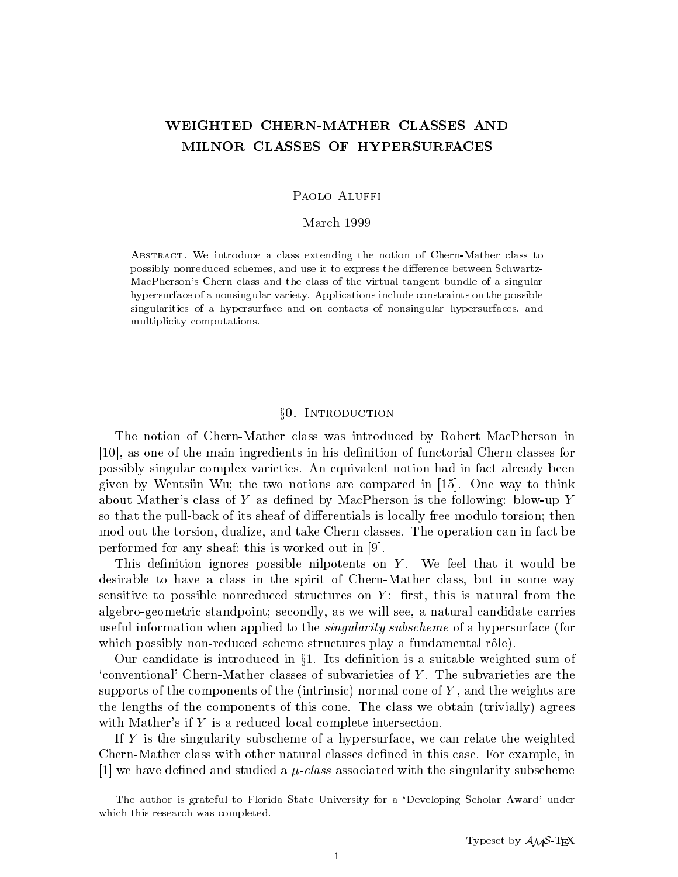# WEIGHTED CHERN-MATHER CLASSES AND MILNOR CLASSES OF HYPERSURFACES

Paolo Aluffi

March 1999

Abstract. We introduce a class extending the notion of Chern-Mather class to possibly nonreduced schemes, and use it to express the difference between Schwartz-MacPherson's Chern class and the class of the virtual tangent bundle of a singular hypersurface of a nonsingular variety. Applications include constraints on the possible singularities of a hypersurface and on contacts of nonsingular hypersurfaces, and multiplicity computations.

## §0. Introduction

The notion of Chern-Mather class was introduced by Robert MacPherson in [10], as one of the main ingredients in his definition of functorial Chern classes for possibly singular complex varieties. An equivalent notion had in fact already been given by Wentsün Wu; the two notions are compared in [15]. One way to think about Mather's class of $Y$ as defined by MacPherson is the following: blow-up $Y$ so that the pull-back of its sheaf of differentials is locally free modulo torsion; then mod out the torsion, dualize, and take Chern classes. The operation can in fact be performed for any sheaf; this is worked out in [9].

This definition ignores possible nilpotents on $Y$. We feel that it would be desirable to have a class in the spirit of Chern-Mather class, but in some way sensitive to possible nonreduced structures on $Y$: first, this is natural from the algebro-geometric standpoint; secondly, as we will see, a natural candidate carries useful information when applied to the *singularity subscheme* of a hypersurface (for which possibly non-reduced scheme structures play a fundamental rôle).

Our candidate is introduced in §1. Its definition is a suitable weighted sum of 'conventional' Chern-Mather classes of subvarieties of $Y$. The subvarieties are the supports of the components of the (intrinsic) normal cone of $Y$, and the weights are the lengths of the components of this cone. The class we obtain (trivially) agrees with Mather's if $Y$ is a reduced local complete intersection.

If $Y$ is the singularity subscheme of a hypersurface, we can relate the weighted Chern-Mather class with other natural classes defined in this case. For example, in [1] we have defined and studied a $\mu$-*class* associated with the singularity subscheme

---

The author is grateful to Florida State University for a 'Developing Scholar Award' under which this research was completed.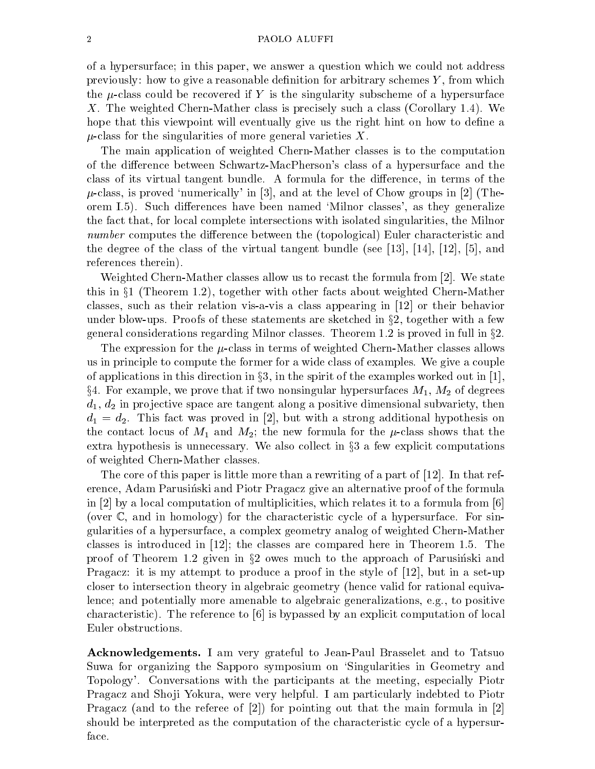of a hypersurface; in this paper, we answer a question which we could not address previously: how to give a reasonable definition for arbitrary schemes $Y$, from which the $\mu$-class could be recovered if $Y$ is the singularity subscheme of a hypersurface $X$. The weighted Chern-Mather class is precisely such a class (Corollary 1.4). We hope that this viewpoint will eventually give us the right hint on how to define a $\mu$-class for the singularities of more general varieties $X$.

The main application of weighted Chern-Mather classes is to the computation of the difference between Schwartz-MacPherson's class of a hypersurface and the class of its virtual tangent bundle. A formula for the difference, in terms of the $\mu$-class, is proved 'numerically' in [3], and at the level of Chow groups in [2] (Theorem I.5). Such differences have been named 'Milnor classes', as they generalize the fact that, for local complete intersections with isolated singularities, the Milnor *number* computes the difference between the (topological) Euler characteristic and the degree of the class of the virtual tangent bundle (see [13], [14], [12], [5], and references therein).

Weighted Chern-Mather classes allow us to recast the formula from [2]. We state this in §1 (Theorem 1.2), together with other facts about weighted Chern-Mather classes, such as their relation vis-a-vis a class appearing in [12] or their behavior under blow-ups. Proofs of these statements are sketched in §2, together with a few general considerations regarding Milnor classes. Theorem 1.2 is proved in full in §2.

The expression for the $\mu$-class in terms of weighted Chern-Mather classes allows us in principle to compute the former for a wide class of examples. We give a couple of applications in this direction in §3, in the spirit of the examples worked out in [1], §4. For example, we prove that if two nonsingular hypersurfaces $M_1$, $M_2$ of degrees $d_1$, $d_2$ in projective space are tangent along a positive dimensional subvariety, then $d_1 = d_2$. This fact was proved in [2], but with a strong additional hypothesis on the contact locus of $M_1$ and $M_2$; the new formula for the $\mu$-class shows that the extra hypothesis is unnecessary. We also collect in §3 a few explicit computations of weighted Chern-Mather classes.

The core of this paper is little more than a rewriting of a part of [12]. In that reference, Adam Parusiński and Piotr Pragacz give an alternative proof of the formula in [2] by a local computation of multiplicities, which relates it to a formula from [6] (over $\mathbb{C}$, and in homology) for the characteristic cycle of a hypersurface. For singularities of a hypersurface, a complex geometry analog of weighted Chern-Mather classes is introduced in [12]; the classes are compared here in Theorem 1.5. The proof of Theorem 1.2 given in §2 owes much to the approach of Parusiński and Pragacz: it is my attempt to produce a proof in the style of [12], but in a set-up closer to intersection theory in algebraic geometry (hence valid for rational equivalence; and potentially more amenable to algebraic generalizations, e.g., to positive characteristic). The reference to [6] is bypassed by an explicit computation of local Euler obstructions.

**Acknowledgements.** I am very grateful to Jean-Paul Brasselet and to Tatsuo Suwa for organizing the Sapporo symposium on 'Singularities in Geometry and Topology'. Conversations with the participants at the meeting, especially Piotr Pragacz and Shoji Yokura, were very helpful. I am particularly indebted to Piotr Pragacz (and to the referee of [2]) for pointing out that the main formula in [2] should be interpreted as the computation of the characteristic cycle of a hypersurface.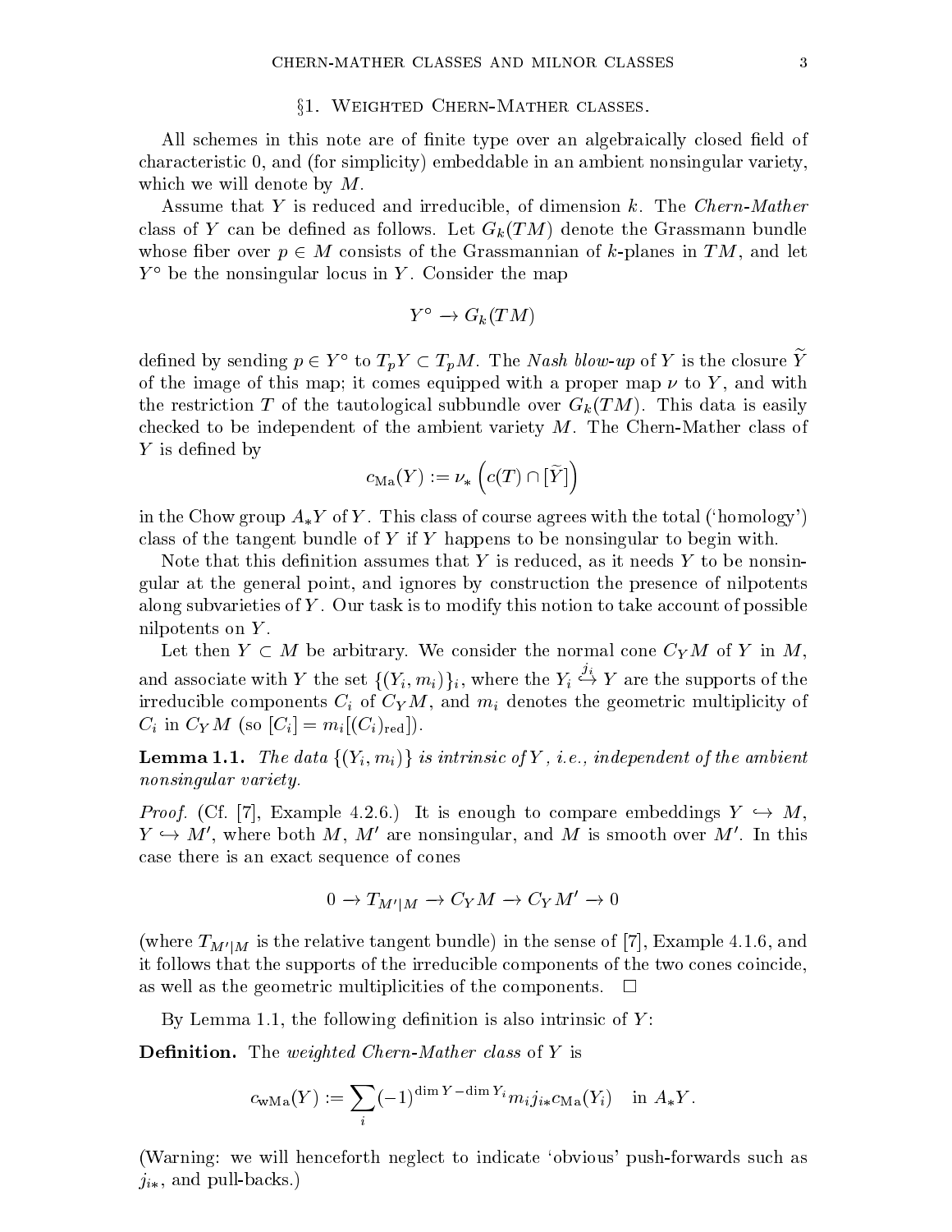## §1. Weighted Chern-Mather classes.

All schemes in this note are of finite type over an algebraically closed field of characteristic 0, and (for simplicity) embeddable in an ambient nonsingular variety, which we will denote by $M$.

Assume that $Y$ is reduced and irreducible, of dimension $k$. The *Chern-Mather* class of $Y$ can be defined as follows. Let $G_k(TM)$ denote the Grassmann bundle whose fiber over $p \in M$ consists of the Grassmannian of $k$-planes in $TM$, and let $Y^\circ$ be the nonsingular locus in $Y$. Consider the map

$$Y^\circ \to G_k(TM)$$

defined by sending $p \in Y^\circ$ to $T_pY \subset T_pM$. The *Nash blow-up* of $Y$ is the closure $\widetilde{Y}$ of the image of this map; it comes equipped with a proper map $\nu$ to $Y$, and with the restriction $T$ of the tautological subbundle over $G_k(TM)$. This data is easily checked to be independent of the ambient variety $M$. The Chern-Mather class of $Y$ is defined by

$$c_{\mathrm{Ma}}(Y) := \nu_*\left(c(T) \cap [\widetilde{Y}]\right)$$

in the Chow group $A_*Y$ of $Y$. This class of course agrees with the total ('homology') class of the tangent bundle of $Y$ if $Y$ happens to be nonsingular to begin with.

Note that this definition assumes that $Y$ is reduced, as it needs $Y$ to be nonsingular at the general point, and ignores by construction the presence of nilpotents along subvarieties of $Y$. Our task is to modify this notion to take account of possible nilpotents on $Y$.

Let then $Y \subset M$ be arbitrary. We consider the normal cone $C_YM$ of $Y$ in $M$, and associate with $Y$ the set $\{(Y_i, m_i)\}_i$, where the $Y_i \overset{j_i}{\hookrightarrow} Y$ are the supports of the irreducible components $C_i$ of $C_YM$, and $m_i$ denotes the geometric multiplicity of $C_i$ in $C_YM$ (so $[C_i] = m_i[(C_i)_{\mathrm{red}}]$).

**Lemma 1.1.** *The data $\{(Y_i, m_i)\}$ is intrinsic of $Y$, i.e., independent of the ambient nonsingular variety.*

*Proof.* (Cf. [7], Example 4.2.6.) It is enough to compare embeddings $Y \hookrightarrow M$, $Y \hookrightarrow M'$, where both $M$, $M'$ are nonsingular, and $M$ is smooth over $M'$. In this case there is an exact sequence of cones

$$0 \to T_{M'|M} \to C_YM \to C_YM' \to 0$$

(where $T_{M'|M}$ is the relative tangent bundle) in the sense of [7], Example 4.1.6, and it follows that the supports of the irreducible components of the two cones coincide, as well as the geometric multiplicities of the components. □

By Lemma 1.1, the following definition is also intrinsic of $Y$:

**Definition.** The *weighted Chern-Mather class* of $Y$ is

$$c_{\mathrm{wMa}}(Y) := \sum_i (-1)^{\dim Y - \dim Y_i} m_i j_{i*} c_{\mathrm{Ma}}(Y_i) \quad \text{in } A_*Y.$$

(Warning: we will henceforth neglect to indicate 'obvious' push-forwards such as $j_{i*}$, and pull-backs.)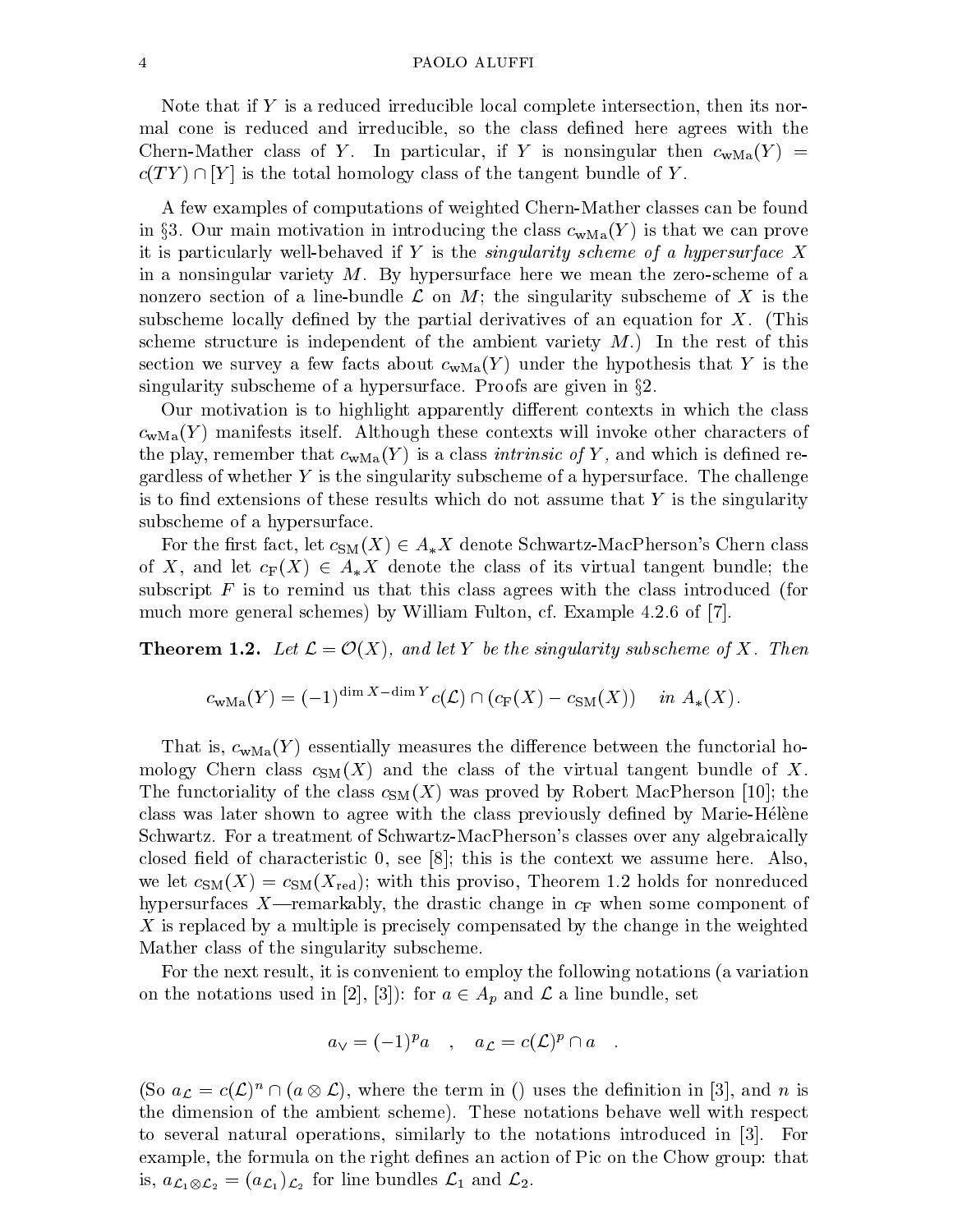Note that if $Y$ is a reduced irreducible local complete intersection, then its normal cone is reduced and irreducible, so the class defined here agrees with the Chern-Mather class of $Y$. In particular, if $Y$ is nonsingular then $c_{\mathrm{wMa}}(Y) = c(TY) \cap [Y]$ is the total homology class of the tangent bundle of $Y$.

A few examples of computations of weighted Chern-Mather classes can be found in §3. Our main motivation in introducing the class $c_{\mathrm{wMa}}(Y)$ is that we can prove it is particularly well-behaved if $Y$ is the *singularity scheme of a hypersurface* $X$ in a nonsingular variety $M$. By hypersurface here we mean the zero-scheme of a nonzero section of a line-bundle $\mathcal{L}$ on $M$; the singularity subscheme of $X$ is the subscheme locally defined by the partial derivatives of an equation for $X$. (This scheme structure is independent of the ambient variety $M$.) In the rest of this section we survey a few facts about $c_{\mathrm{wMa}}(Y)$ under the hypothesis that $Y$ is the singularity subscheme of a hypersurface. Proofs are given in §2.

Our motivation is to highlight apparently different contexts in which the class $c_{\mathrm{wMa}}(Y)$ manifests itself. Although these contexts will invoke other characters of the play, remember that $c_{\mathrm{wMa}}(Y)$ is a class *intrinsic of* $Y$, and which is defined regardless of whether $Y$ is the singularity subscheme of a hypersurface. The challenge is to find extensions of these results which do not assume that $Y$ is the singularity subscheme of a hypersurface.

For the first fact, let $c_{\mathrm{SM}}(X) \in A_*X$ denote Schwartz-MacPherson's Chern class of $X$, and let $c_{\mathrm{F}}(X) \in A_*X$ denote the class of its virtual tangent bundle; the subscript $F$ is to remind us that this class agrees with the class introduced (for much more general schemes) by William Fulton, cf. Example 4.2.6 of [7].

**Theorem 1.2.** *Let $\mathcal{L} = \mathcal{O}(X)$, and let $Y$ be the singularity subscheme of $X$. Then*

$$c_{\mathrm{wMa}}(Y) = (-1)^{\dim X - \dim Y} c(\mathcal{L}) \cap (c_{\mathrm{F}}(X) - c_{\mathrm{SM}}(X)) \quad \text{in } A_*(X).$$

That is, $c_{\mathrm{wMa}}(Y)$ essentially measures the difference between the functorial homology Chern class $c_{\mathrm{SM}}(X)$ and the class of the virtual tangent bundle of $X$. The functoriality of the class $c_{\mathrm{SM}}(X)$ was proved by Robert MacPherson [10]; the class was later shown to agree with the class previously defined by Marie-Hélène Schwartz. For a treatment of Schwartz-MacPherson's classes over any algebraically closed field of characteristic 0, see [8]; this is the context we assume here. Also, we let $c_{\mathrm{SM}}(X) = c_{\mathrm{SM}}(X_{\mathrm{red}})$; with this proviso, Theorem 1.2 holds for nonreduced hypersurfaces $X$—remarkably, the drastic change in $c_{\mathrm{F}}$ when some component of $X$ is replaced by a multiple is precisely compensated by the change in the weighted Mather class of the singularity subscheme.

For the next result, it is convenient to employ the following notations (a variation on the notations used in [2], [3]): for $a \in A_p$ and $\mathcal{L}$ a line bundle, set

$$a_\vee = (-1)^p a \quad , \quad a_{\mathcal{L}} = c(\mathcal{L})^p \cap a \quad .$$

(So $a_{\mathcal{L}} = c(\mathcal{L})^n \cap (a \otimes \mathcal{L})$, where the term in () uses the definition in [3], and $n$ is the dimension of the ambient scheme). These notations behave well with respect to several natural operations, similarly to the notations introduced in [3]. For example, the formula on the right defines an action of Pic on the Chow group: that is, $a_{\mathcal{L}_1 \otimes \mathcal{L}_2} = (a_{\mathcal{L}_1})_{\mathcal{L}_2}$ for line bundles $\mathcal{L}_1$ and $\mathcal{L}_2$.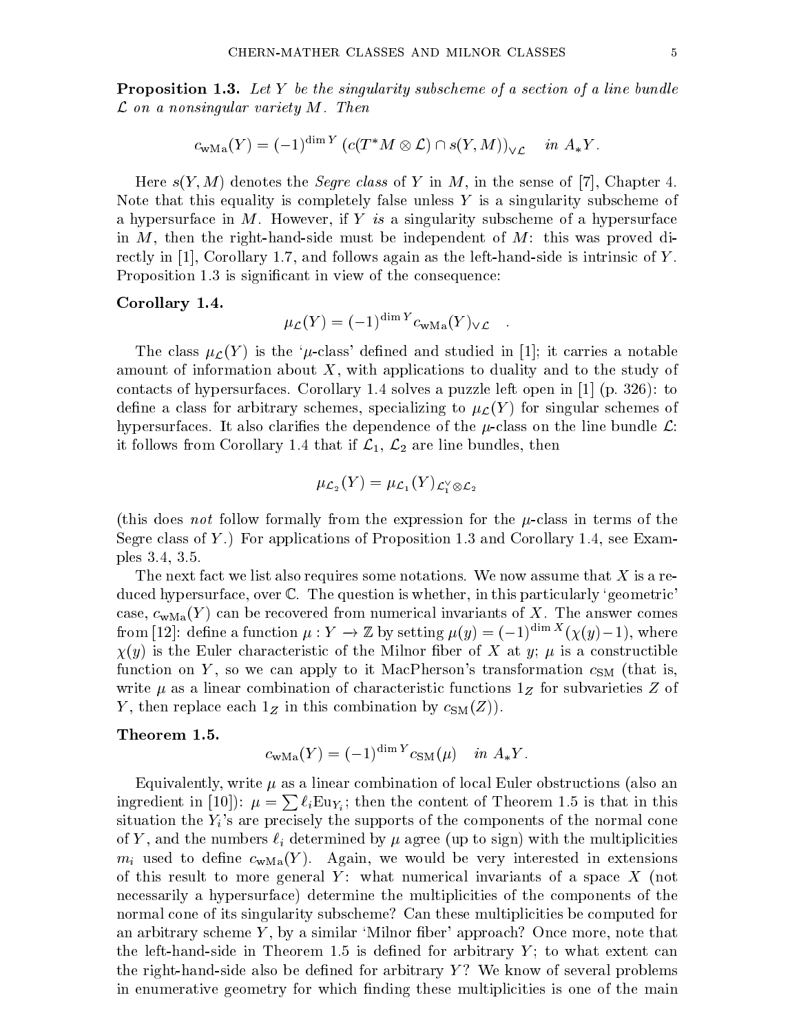**Proposition 1.3.** *Let $Y$ be the singularity subscheme of a section of a line bundle $\mathcal{L}$ on a nonsingular variety $M$. Then*

$$c_{\rm wMa}(Y) = (-1)^{\dim Y} \left( c(T^*M \otimes \mathcal{L}) \cap s(Y,M) \right)_{\vee \mathcal{L}} \quad \textit{in } A_*Y.$$

Here $s(Y,M)$ denotes the *Segre class* of $Y$ in $M$, in the sense of [7], Chapter 4. Note that this equality is completely false unless $Y$ is a singularity subscheme of a hypersurface in $M$. However, if $Y$ *is* a singularity subscheme of a hypersurface in $M$, then the right-hand-side must be independent of $M$: this was proved directly in [1], Corollary 1.7, and follows again as the left-hand-side is intrinsic of $Y$. Proposition 1.3 is significant in view of the consequence:

**Corollary 1.4.**

$$\mu_{\mathcal{L}}(Y) = (-1)^{\dim Y} c_{\rm wMa}(Y)_{\vee \mathcal{L}} \quad .$$

The class $\mu_{\mathcal{L}}(Y)$ is the '$\mu$-class' defined and studied in [1]; it carries a notable amount of information about $X$, with applications to duality and to the study of contacts of hypersurfaces. Corollary 1.4 solves a puzzle left open in [1] (p. 326): to define a class for arbitrary schemes, specializing to $\mu_{\mathcal{L}}(Y)$ for singular schemes of hypersurfaces. It also clarifies the dependence of the $\mu$-class on the line bundle $\mathcal{L}$: it follows from Corollary 1.4 that if $\mathcal{L}_1$, $\mathcal{L}_2$ are line bundles, then

$$\mu_{\mathcal{L}_2}(Y) = \mu_{\mathcal{L}_1}(Y)_{\mathcal{L}_1^\vee \otimes \mathcal{L}_2}$$

(this does *not* follow formally from the expression for the $\mu$-class in terms of the Segre class of $Y$.) For applications of Proposition 1.3 and Corollary 1.4, see Examples 3.4, 3.5.

The next fact we list also requires some notations. We now assume that $X$ is a reduced hypersurface, over $\mathbb{C}$. The question is whether, in this particularly 'geometric' case, $c_{\rm wMa}(Y)$ can be recovered from numerical invariants of $X$. The answer comes from [12]: define a function $\mu : Y \to \mathbb{Z}$ by setting $\mu(y) = (-1)^{\dim X}(\chi(y)-1)$, where $\chi(y)$ is the Euler characteristic of the Milnor fiber of $X$ at $y$; $\mu$ is a constructible function on $Y$, so we can apply to it MacPherson's transformation $c_{\rm SM}$ (that is, write $\mu$ as a linear combination of characteristic functions $1_Z$ for subvarieties $Z$ of $Y$, then replace each $1_Z$ in this combination by $c_{\rm SM}(Z)$).

**Theorem 1.5.**

$$c_{\rm wMa}(Y) = (-1)^{\dim Y} c_{\rm SM}(\mu) \quad \textit{in } A_*Y.$$

Equivalently, write $\mu$ as a linear combination of local Euler obstructions (also an ingredient in [10]): $\mu = \sum \ell_i {\rm Eu}_{Y_i}$; then the content of Theorem 1.5 is that in this situation the $Y_i$'s are precisely the supports of the components of the normal cone of $Y$, and the numbers $\ell_i$ determined by $\mu$ agree (up to sign) with the multiplicities $m_i$ used to define $c_{\rm wMa}(Y)$. Again, we would be very interested in extensions of this result to more general $Y$: what numerical invariants of a space $X$ (not necessarily a hypersurface) determine the multiplicities of the components of the normal cone of its singularity subscheme? Can these multiplicities be computed for an arbitrary scheme $Y$, by a similar 'Milnor fiber' approach? Once more, note that the left-hand-side in Theorem 1.5 is defined for arbitrary $Y$; to what extent can the right-hand-side also be defined for arbitrary $Y$? We know of several problems in enumerative geometry for which finding these multiplicities is one of the main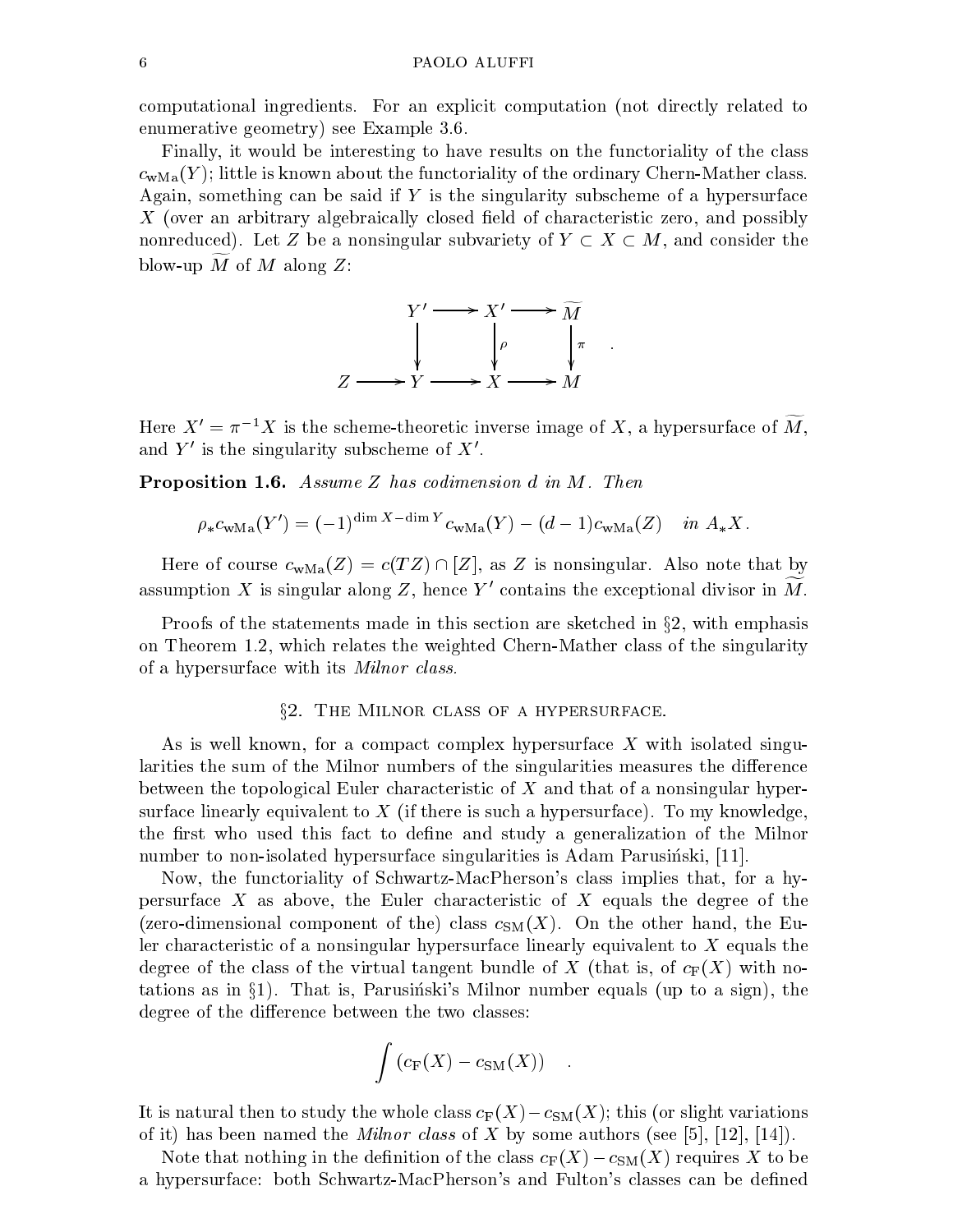computational ingredients. For an explicit computation (not directly related to enumerative geometry) see Example 3.6.

Finally, it would be interesting to have results on the functoriality of the class $c_{\rm wMa}(Y)$; little is known about the functoriality of the ordinary Chern-Mather class. Again, something can be said if $Y$ is the singularity subscheme of a hypersurface $X$ (over an arbitrary algebraically closed field of characteristic zero, and possibly nonreduced). Let $Z$ be a nonsingular subvariety of $Y \subset X \subset M$, and consider the blow-up $\widetilde{M}$ of $M$ along $Z$:

$$\begin{array}{ccccccc} & & Y' & \longrightarrow & X' & \longrightarrow & \widetilde{M} \\ & & \downarrow & & \downarrow \rho & & \downarrow \pi \\ Z & \longrightarrow & Y & \longrightarrow & X & \longrightarrow & M \end{array} \quad .$$

Here $X' = \pi^{-1}X$ is the scheme-theoretic inverse image of $X$, a hypersurface of $\widetilde{M}$, and $Y'$ is the singularity subscheme of $X'$.

**Proposition 1.6.** *Assume $Z$ has codimension $d$ in $M$. Then*

$$\rho_* c_{\rm wMa}(Y') = (-1)^{\dim X - \dim Y} c_{\rm wMa}(Y) - (d-1) c_{\rm wMa}(Z) \quad \textit{in } A_* X.$$

Here of course $c_{\rm wMa}(Z) = c(TZ) \cap [Z]$, as $Z$ is nonsingular. Also note that by assumption $X$ is singular along $Z$, hence $Y'$ contains the exceptional divisor in $\widetilde{M}$.

Proofs of the statements made in this section are sketched in §2, with emphasis on Theorem 1.2, which relates the weighted Chern-Mather class of the singularity of a hypersurface with its *Milnor class*.

## §2. The Milnor class of a hypersurface.

As is well known, for a compact complex hypersurface $X$ with isolated singularities the sum of the Milnor numbers of the singularities measures the difference between the topological Euler characteristic of $X$ and that of a nonsingular hypersurface linearly equivalent to $X$ (if there is such a hypersurface). To my knowledge, the first who used this fact to define and study a generalization of the Milnor number to non-isolated hypersurface singularities is Adam Parusiński, [11].

Now, the functoriality of Schwartz-MacPherson's class implies that, for a hypersurface $X$ as above, the Euler characteristic of $X$ equals the degree of the (zero-dimensional component of the) class $c_{\rm SM}(X)$. On the other hand, the Euler characteristic of a nonsingular hypersurface linearly equivalent to $X$ equals the degree of the class of the virtual tangent bundle of $X$ (that is, of $c_{\rm F}(X)$ with notations as in §1). That is, Parusiński's Milnor number equals (up to a sign), the degree of the difference between the two classes:

$$\int (c_{\rm F}(X) - c_{\rm SM}(X)) \quad .$$

It is natural then to study the whole class $c_{\rm F}(X) - c_{\rm SM}(X)$; this (or slight variations of it) has been named the *Milnor class* of $X$ by some authors (see [5], [12], [14]).

Note that nothing in the definition of the class $c_{\rm F}(X) - c_{\rm SM}(X)$ requires $X$ to be a hypersurface: both Schwartz-MacPherson's and Fulton's classes can be defined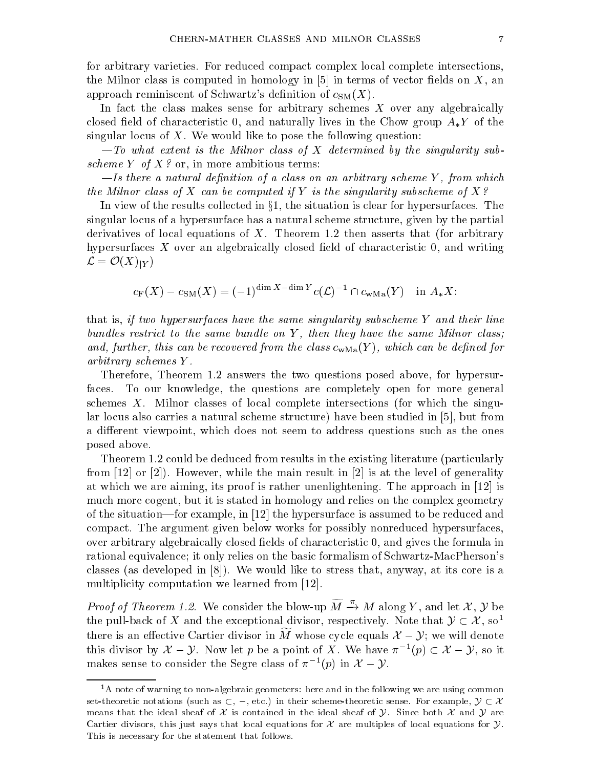for arbitrary varieties. For reduced compact complex local complete intersections, the Milnor class is computed in homology in [5] in terms of vector fields on $X$, an approach reminiscent of Schwartz's definition of $c_{\rm SM}(X)$.

In fact the class makes sense for arbitrary schemes $X$ over any algebraically closed field of characteristic 0, and naturally lives in the Chow group $A_*Y$ of the singular locus of $X$. We would like to pose the following question:

*—To what extent is the Milnor class of $X$ determined by the singularity subscheme $Y$ of $X$?* or, in more ambitious terms:

*—Is there a natural definition of a class on an arbitrary scheme $Y$, from which the Milnor class of $X$ can be computed if $Y$ is the singularity subscheme of $X$?*

In view of the results collected in §1, the situation is clear for hypersurfaces. The singular locus of a hypersurface has a natural scheme structure, given by the partial derivatives of local equations of $X$. Theorem 1.2 then asserts that (for arbitrary hypersurfaces $X$ over an algebraically closed field of characteristic 0, and writing $\mathcal{L} = \mathcal{O}(X)_{|Y}$)

$$c_{\rm F}(X) - c_{\rm SM}(X) = (-1)^{\dim X - \dim Y} c(\mathcal{L})^{-1} \cap c_{\rm wMa}(Y) \quad \text{in } A_*X:$$

that is, *if two hypersurfaces have the same singularity subscheme $Y$ and their line bundles restrict to the same bundle on $Y$, then they have the same Milnor class; and, further, this can be recovered from the class $c_{\rm wMa}(Y)$, which can be defined for arbitrary schemes $Y$.*

Therefore, Theorem 1.2 answers the two questions posed above, for hypersurfaces. To our knowledge, the questions are completely open for more general schemes $X$. Milnor classes of local complete intersections (for which the singular locus also carries a natural scheme structure) have been studied in [5], but from a different viewpoint, which does not seem to address questions such as the ones posed above.

Theorem 1.2 could be deduced from results in the existing literature (particularly from [12] or [2]). However, while the main result in [2] is at the level of generality at which we are aiming, its proof is rather unenlightening. The approach in [12] is much more cogent, but it is stated in homology and relies on the complex geometry of the situation—for example, in [12] the hypersurface is assumed to be reduced and compact. The argument given below works for possibly nonreduced hypersurfaces, over arbitrary algebraically closed fields of characteristic 0, and gives the formula in rational equivalence; it only relies on the basic formalism of Schwartz-MacPherson's classes (as developed in [8]). We would like to stress that, anyway, at its core is a multiplicity computation we learned from [12].

*Proof of Theorem 1.2.* We consider the blow-up $\widetilde{M} \xrightarrow{\pi} M$ along $Y$, and let $\mathcal{X}$, $\mathcal{Y}$ be the pull-back of $X$ and the exceptional divisor, respectively. Note that $\mathcal{Y} \subset \mathcal{X}$, so[1] there is an effective Cartier divisor in $\widetilde{M}$ whose cycle equals $\mathcal{X} - \mathcal{Y}$; we will denote this divisor by $\mathcal{X} - \mathcal{Y}$. Now let $p$ be a point of $X$. We have $\pi^{-1}(p) \subset \mathcal{X} - \mathcal{Y}$, so it makes sense to consider the Segre class of $\pi^{-1}(p)$ in $\mathcal{X} - \mathcal{Y}$.

---

[1] A note of warning to non-algebraic geometers: here and in the following we are using common set-theoretic notations (such as $\subset$, $-$, etc.) in their scheme-theoretic sense. For example, $\mathcal{Y} \subset \mathcal{X}$ means that the ideal sheaf of $\mathcal{X}$ is contained in the ideal sheaf of $\mathcal{Y}$. Since both $\mathcal{X}$ and $\mathcal{Y}$ are Cartier divisors, this just says that local equations for $\mathcal{X}$ are multiples of local equations for $\mathcal{Y}$. This is necessary for the statement that follows.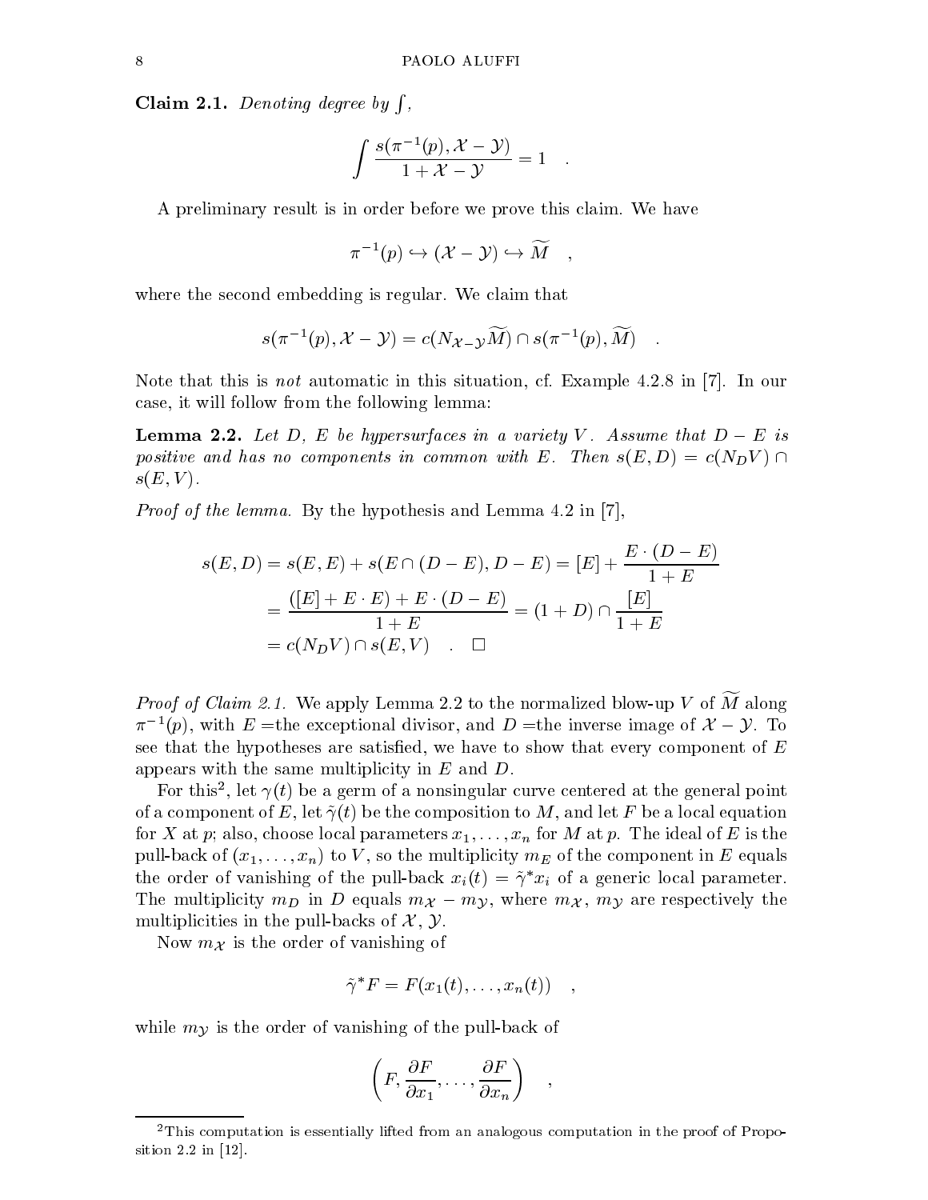**Claim 2.1.** *Denoting degree by* $\int$,

$$\int \frac{s(\pi^{-1}(p), \mathcal{X} - \mathcal{Y})}{1 + \mathcal{X} - \mathcal{Y}} = 1 \quad .$$

A preliminary result is in order before we prove this claim. We have

$$\pi^{-1}(p) \hookrightarrow (\mathcal{X} - \mathcal{Y}) \hookrightarrow \widetilde{M} \quad ,$$

where the second embedding is regular. We claim that

$$s(\pi^{-1}(p), \mathcal{X} - \mathcal{Y}) = c(N_{\mathcal{X}-\mathcal{Y}}\widetilde{M}) \cap s(\pi^{-1}(p), \widetilde{M}) \quad .$$

Note that this is *not* automatic in this situation, cf. Example 4.2.8 in [7]. In our case, it will follow from the following lemma:

**Lemma 2.2.** *Let $D$, $E$ be hypersurfaces in a variety $V$. Assume that $D - E$ is positive and has no components in common with $E$. Then $s(E, D) = c(N_D V) \cap s(E, V)$.*

*Proof of the lemma.* By the hypothesis and Lemma 4.2 in [7],

$$\begin{aligned}
s(E, D) &= s(E, E) + s(E \cap (D - E), D - E) = [E] + \frac{E \cdot (D - E)}{1 + E} \\
&= \frac{([E] + E \cdot E) + E \cdot (D - E)}{1 + E} = (1 + D) \cap \frac{[E]}{1 + E} \\
&= c(N_D V) \cap s(E, V) \quad . \quad \square
\end{aligned}$$

*Proof of Claim 2.1.* We apply Lemma 2.2 to the normalized blow-up $V$ of $\widetilde{M}$ along $\pi^{-1}(p)$, with $E$ =the exceptional divisor, and $D$ =the inverse image of $\mathcal{X} - \mathcal{Y}$. To see that the hypotheses are satisfied, we have to show that every component of $E$ appears with the same multiplicity in $E$ and $D$.

For this[2], let $\gamma(t)$ be a germ of a nonsingular curve centered at the general point of a component of $E$, let $\tilde{\gamma}(t)$ be the composition to $M$, and let $F$ be a local equation for $X$ at $p$; also, choose local parameters $x_1, \ldots, x_n$ for $M$ at $p$. The ideal of $E$ is the pull-back of $(x_1, \ldots, x_n)$ to $V$, so the multiplicity $m_E$ of the component in $E$ equals the order of vanishing of the pull-back $x_i(t) = \tilde{\gamma}^* x_i$ of a generic local parameter. The multiplicity $m_D$ in $D$ equals $m_{\mathcal{X}} - m_{\mathcal{Y}}$, where $m_{\mathcal{X}}$, $m_{\mathcal{Y}}$ are respectively the multiplicities in the pull-backs of $\mathcal{X}$, $\mathcal{Y}$.

Now $m_{\mathcal{X}}$ is the order of vanishing of

$$\tilde{\gamma}^* F = F(x_1(t), \ldots, x_n(t)) \quad ,$$

while $m_{\mathcal{Y}}$ is the order of vanishing of the pull-back of

$$\left(F, \frac{\partial F}{\partial x_1}, \ldots, \frac{\partial F}{\partial x_n}\right) \quad ,$$

[2] This computation is essentially lifted from an analogous computation in the proof of Proposition 2.2 in [12].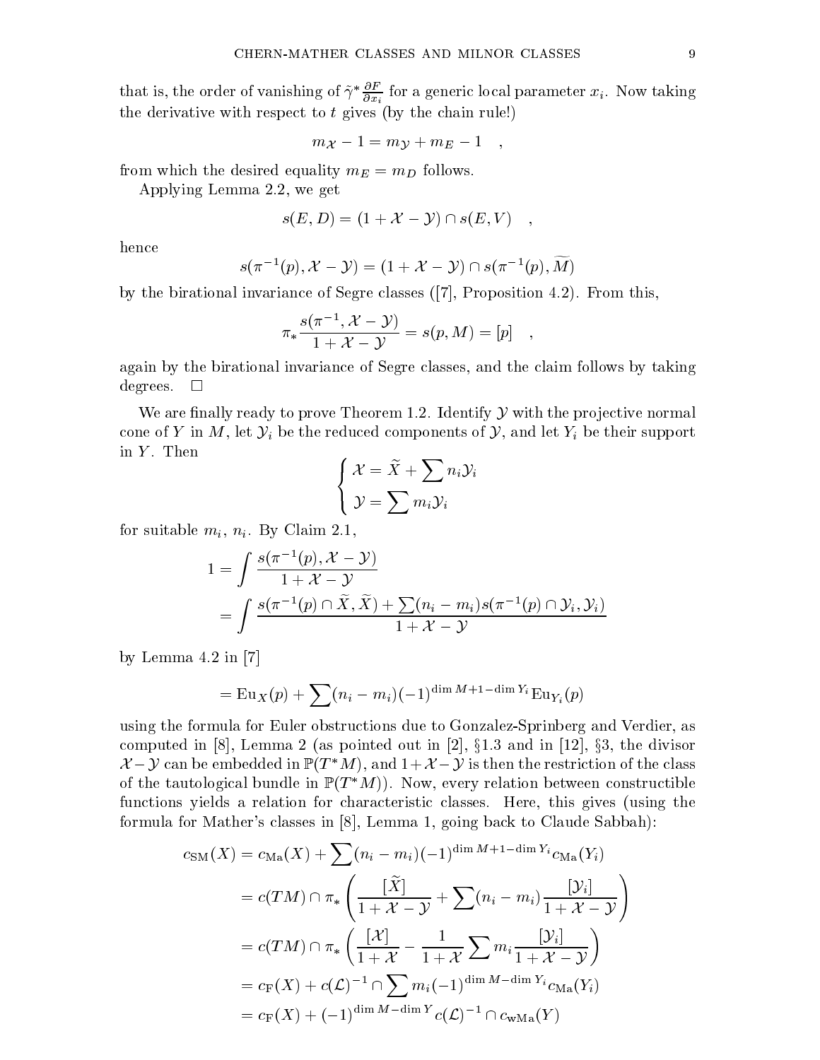that is, the order of vanishing of $\tilde{\gamma}^* \frac{\partial F}{\partial x_i}$ for a generic local parameter $x_i$. Now taking the derivative with respect to $t$ gives (by the chain rule!)

$$m_{\mathcal{X}} - 1 = m_{\mathcal{Y}} + m_E - 1 \quad ,$$

from which the desired equality $m_E = m_D$ follows.

Applying Lemma 2.2, we get

$$s(E, D) = (1 + \mathcal{X} - \mathcal{Y}) \cap s(E, V) \quad ,$$

hence

$$s(\pi^{-1}(p), \mathcal{X} - \mathcal{Y}) = (1 + \mathcal{X} - \mathcal{Y}) \cap s(\pi^{-1}(p), \widetilde{M})$$

by the birational invariance of Segre classes ([7], Proposition 4.2). From this,

$$\pi_* \frac{s(\pi^{-1}, \mathcal{X} - \mathcal{Y})}{1 + \mathcal{X} - \mathcal{Y}} = s(p, M) = [p] \quad ,$$

again by the birational invariance of Segre classes, and the claim follows by taking degrees. $\square$

We are finally ready to prove Theorem 1.2. Identify $\mathcal{Y}$ with the projective normal cone of $Y$ in $M$, let $\mathcal{Y}_i$ be the reduced components of $\mathcal{Y}$, and let $Y_i$ be their support in $Y$. Then

$$\begin{cases} \mathcal{X} = \widetilde{X} + \sum n_i \mathcal{Y}_i \\ \mathcal{Y} = \sum m_i \mathcal{Y}_i \end{cases}$$

for suitable $m_i$, $n_i$. By Claim 2.1,

$$\begin{aligned} 1 &= \int \frac{s(\pi^{-1}(p), \mathcal{X} - \mathcal{Y})}{1 + \mathcal{X} - \mathcal{Y}} \\ &= \int \frac{s(\pi^{-1}(p) \cap \widetilde{X}, \widetilde{X}) + \sum (n_i - m_i) s(\pi^{-1}(p) \cap \mathcal{Y}_i, \mathcal{Y}_i)}{1 + \mathcal{X} - \mathcal{Y}} \end{aligned}$$

by Lemma 4.2 in [7]

$$= \mathrm{Eu}_X(p) + \sum (n_i - m_i)(-1)^{\dim M + 1 - \dim Y_i} \mathrm{Eu}_{Y_i}(p)$$

using the formula for Euler obstructions due to Gonzalez-Springberg and Verdier, as computed in [8], Lemma 2 (as pointed out in [2], §1.3 and in [12], §3, the divisor $\mathcal{X} - \mathcal{Y}$ can be embedded in $\mathbb{P}(T^* M)$, and $1 + \mathcal{X} - \mathcal{Y}$ is then the restriction of the class of the tautological bundle in $\mathbb{P}(T^* M)$). Now, every relation between constructible functions yields a relation for characteristic classes. Here, this gives (using the formula for Mather's classes in [8], Lemma 1, going back to Claude Sabbah):

$$\begin{aligned} c_{\mathrm{SM}}(X) &= c_{\mathrm{Ma}}(X) + \sum (n_i - m_i)(-1)^{\dim M + 1 - \dim Y_i} c_{\mathrm{Ma}}(Y_i) \\ &= c(TM) \cap \pi_* \left( \frac{[\widetilde{X}]}{1 + \mathcal{X} - \mathcal{Y}} + \sum (n_i - m_i) \frac{[\mathcal{Y}_i]}{1 + \mathcal{X} - \mathcal{Y}} \right) \\ &= c(TM) \cap \pi_* \left( \frac{[\mathcal{X}]}{1 + \mathcal{X}} - \frac{1}{1 + \mathcal{X}} \sum m_i \frac{[\mathcal{Y}_i]}{1 + \mathcal{X} - \mathcal{Y}} \right) \\ &= c_{\mathrm{F}}(X) + c(\mathcal{L})^{-1} \cap \sum m_i (-1)^{\dim M - \dim Y_i} c_{\mathrm{Ma}}(Y_i) \\ &= c_{\mathrm{F}}(X) + (-1)^{\dim M - \dim Y} c(\mathcal{L})^{-1} \cap c_{\mathrm{wMa}}(Y) \end{aligned}$$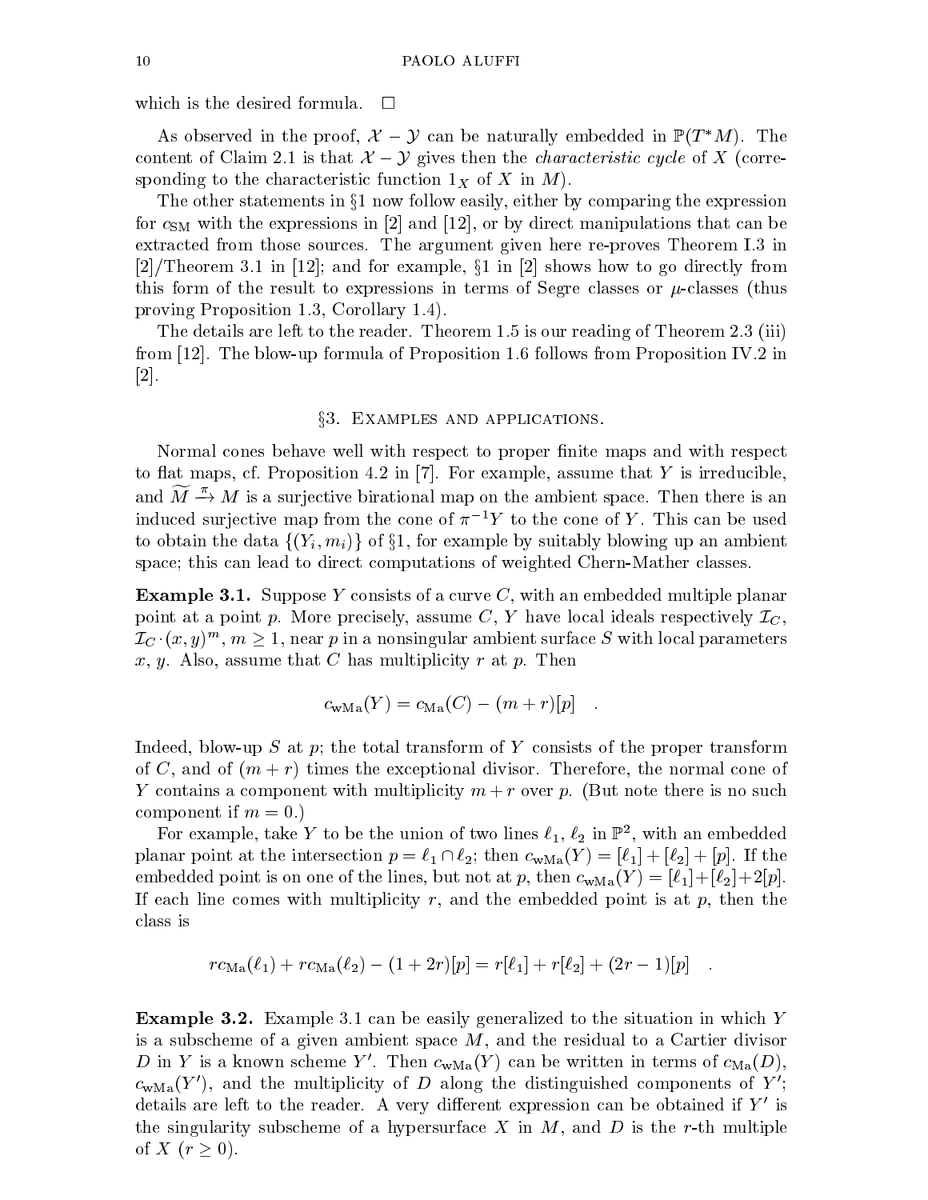which is the desired formula. $\square$

As observed in the proof, $\mathcal{X} - \mathcal{Y}$ can be naturally embedded in $\mathbb{P}(T^*M)$. The content of Claim 2.1 is that $\mathcal{X} - \mathcal{Y}$ gives then the *characteristic cycle* of $X$ (corresponding to the characteristic function $1_X$ of $X$ in $M$).

The other statements in §1 now follow easily, either by comparing the expression for $c_{\rm SM}$ with the expressions in [2] and [12], or by direct manipulations that can be extracted from those sources. The argument given here re-proves Theorem I.3 in [2]/Theorem 3.1 in [12]; and for example, §1 in [2] shows how to go directly from this form of the result to expressions in terms of Segre classes or $\mu$-classes (thus proving Proposition 1.3, Corollary 1.4).

The details are left to the reader. Theorem 1.5 is our reading of Theorem 2.3 (iii) from [12]. The blow-up formula of Proposition 1.6 follows from Proposition IV.2 in [2].

## §3. Examples and applications.

Normal cones behave well with respect to proper finite maps and with respect to flat maps, cf. Proposition 4.2 in [7]. For example, assume that $Y$ is irreducible, and $\widetilde{M} \xrightarrow{\pi} M$ is a surjective birational map on the ambient space. Then there is an induced surjective map from the cone of $\pi^{-1}Y$ to the cone of $Y$. This can be used to obtain the data $\{(Y_i, m_i)\}$ of §1, for example by suitably blowing up an ambient space; this can lead to direct computations of weighted Chern-Mather classes.

**Example 3.1.** Suppose $Y$ consists of a curve $C$, with an embedded multiple planar point at a point $p$. More precisely, assume $C$, $Y$ have local ideals respectively $\mathcal{I}_C$, $\mathcal{I}_C \cdot (x,y)^m$, $m \geq 1$, near $p$ in a nonsingular ambient surface $S$ with local parameters $x$, $y$. Also, assume that $C$ has multiplicity $r$ at $p$. Then

$$c_{\rm wMa}(Y) = c_{\rm Ma}(C) - (m+r)[p] \quad .$$

Indeed, blow-up $S$ at $p$; the total transform of $Y$ consists of the proper transform of $C$, and of $(m+r)$ times the exceptional divisor. Therefore, the normal cone of $Y$ contains a component with multiplicity $m+r$ over $p$. (But note there is no such component if $m = 0$.)

For example, take $Y$ to be the union of two lines $\ell_1$, $\ell_2$ in $\mathbb{P}^2$, with an embedded planar point at the intersection $p = \ell_1 \cap \ell_2$; then $c_{\rm wMa}(Y) = [\ell_1] + [\ell_2] + [p]$. If the embedded point is on one of the lines, but not at $p$, then $c_{\rm wMa}(Y) = [\ell_1] + [\ell_2] + 2[p]$. If each line comes with multiplicity $r$, and the embedded point is at $p$, then the class is

$$r c_{\rm Ma}(\ell_1) + r c_{\rm Ma}(\ell_2) - (1+2r)[p] = r[\ell_1] + r[\ell_2] + (2r-1)[p] \quad .$$

**Example 3.2.** Example 3.1 can be easily generalized to the situation in which $Y$ is a subscheme of a given ambient space $M$, and the residual to a Cartier divisor $D$ in $Y$ is a known scheme $Y'$. Then $c_{\rm wMa}(Y)$ can be written in terms of $c_{\rm Ma}(D)$, $c_{\rm wMa}(Y')$, and the multiplicity of $D$ along the distinguished components of $Y'$; details are left to the reader. A very different expression can be obtained if $Y'$ is the singularity subscheme of a hypersurface $X$ in $M$, and $D$ is the $r$-th multiple of $X$ ($r \geq 0$).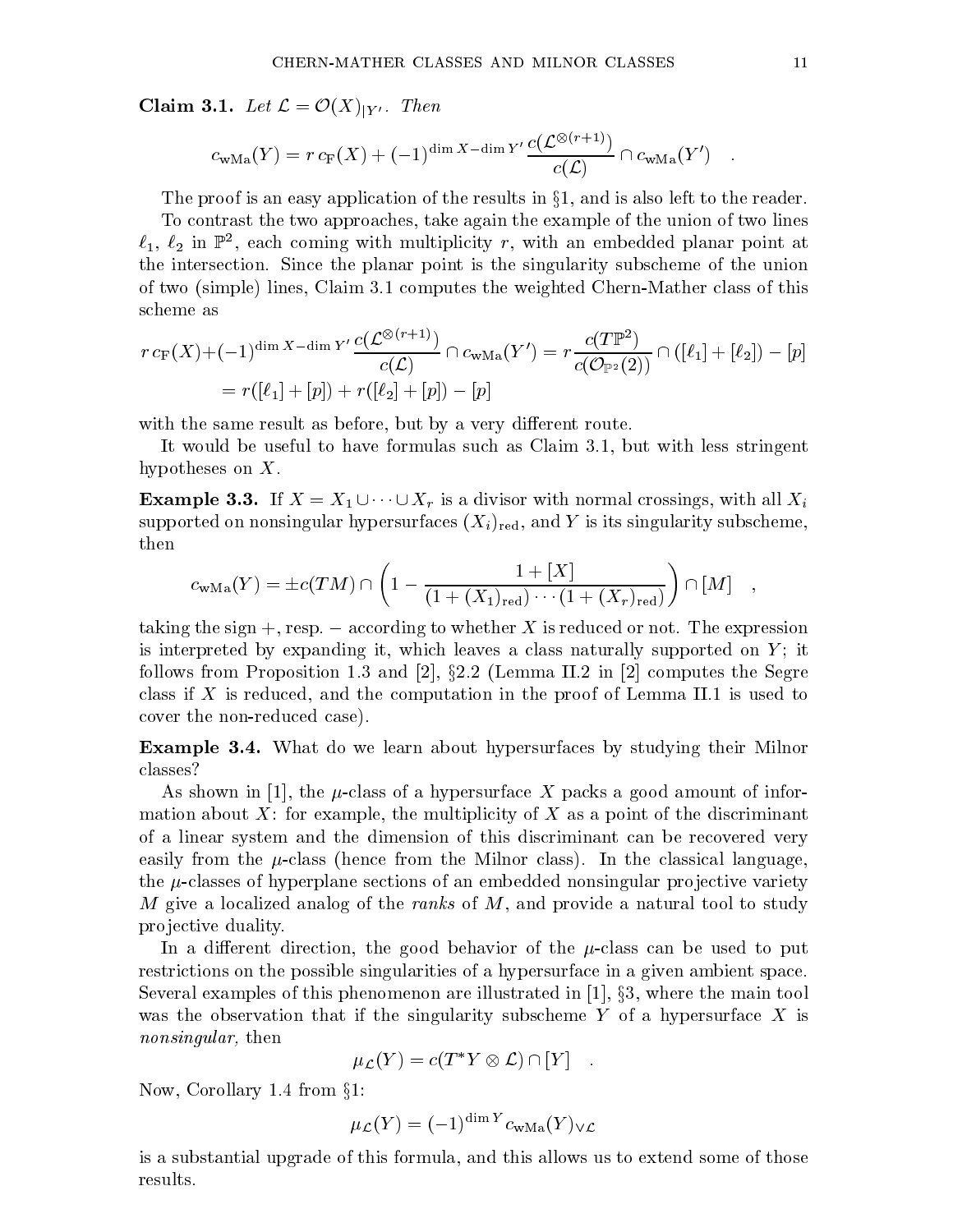**Claim 3.1.** *Let $\mathcal{L} = \mathcal{O}(X)_{|Y'}$. Then*

$$c_{\rm wMa}(Y) = r\, c_{\rm F}(X) + (-1)^{\dim X - \dim Y'} \frac{c(\mathcal{L}^{\otimes(r+1)})}{c(\mathcal{L})} \cap c_{\rm wMa}(Y') \quad .$$

The proof is an easy application of the results in §1, and is also left to the reader.

To contrast the two approaches, take again the example of the union of two lines $\ell_1$, $\ell_2$ in $\mathbb{P}^2$, each coming with multiplicity $r$, with an embedded planar point at the intersection. Since the planar point is the singularity subscheme of the union of two (simple) lines, Claim 3.1 computes the weighted Chern-Mather class of this scheme as

$$\begin{aligned} r\, c_{\rm F}(X) + (-1)^{\dim X - \dim Y'} \frac{c(\mathcal{L}^{\otimes(r+1)})}{c(\mathcal{L})} \cap c_{\rm wMa}(Y') &= r\frac{c(T\mathbb{P}^2)}{c(\mathcal{O}_{\mathbb{P}^2}(2))} \cap ([\ell_1] + [\ell_2]) - [p] \\ &= r([\ell_1] + [p]) + r([\ell_2] + [p]) - [p] \end{aligned}$$

with the same result as before, but by a very different route.

It would be useful to have formulas such as Claim 3.1, but with less stringent hypotheses on $X$.

**Example 3.3.** If $X = X_1 \cup \cdots \cup X_r$ is a divisor with normal crossings, with all $X_i$ supported on nonsingular hypersurfaces $(X_i)_{\rm red}$, and $Y$ is its singularity subscheme, then

$$c_{\rm wMa}(Y) = \pm c(TM) \cap \left( 1 - \frac{1 + [X]}{(1 + (X_1)_{\rm red}) \cdots (1 + (X_r)_{\rm red})} \right) \cap [M] \quad ,$$

taking the sign $+$, resp. $-$ according to whether $X$ is reduced or not. The expression is interpreted by expanding it, which leaves a class naturally supported on $Y$; it follows from Proposition 1.3 and [2], §2.2 (Lemma II.2 in [2] computes the Segre class if $X$ is reduced, and the computation in the proof of Lemma II.1 is used to cover the non-reduced case).

**Example 3.4.** What do we learn about hypersurfaces by studying their Milnor classes?

As shown in [1], the $\mu$-class of a hypersurface $X$ packs a good amount of information about $X$: for example, the multiplicity of $X$ as a point of the discriminant of a linear system and the dimension of this discriminant can be recovered very easily from the $\mu$-class (hence from the Milnor class). In the classical language, the $\mu$-classes of hyperplane sections of an embedded nonsingular projective variety $M$ give a localized analog of the *ranks* of $M$, and provide a natural tool to study projective duality.

In a different direction, the good behavior of the $\mu$-class can be used to put restrictions on the possible singularities of a hypersurface in a given ambient space. Several examples of this phenomenon are illustrated in [1], §3, where the main tool was the observation that if the singularity subscheme $Y$ of a hypersurface $X$ is *nonsingular,* then

$$\mu_{\mathcal{L}}(Y) = c(T^*Y \otimes \mathcal{L}) \cap [Y] \quad .$$

Now, Corollary 1.4 from §1:

$$\mu_{\mathcal{L}}(Y) = (-1)^{\dim Y} c_{\rm wMa}(Y)_{\vee \mathcal{L}}$$

is a substantial upgrade of this formula, and this allows us to extend some of those results.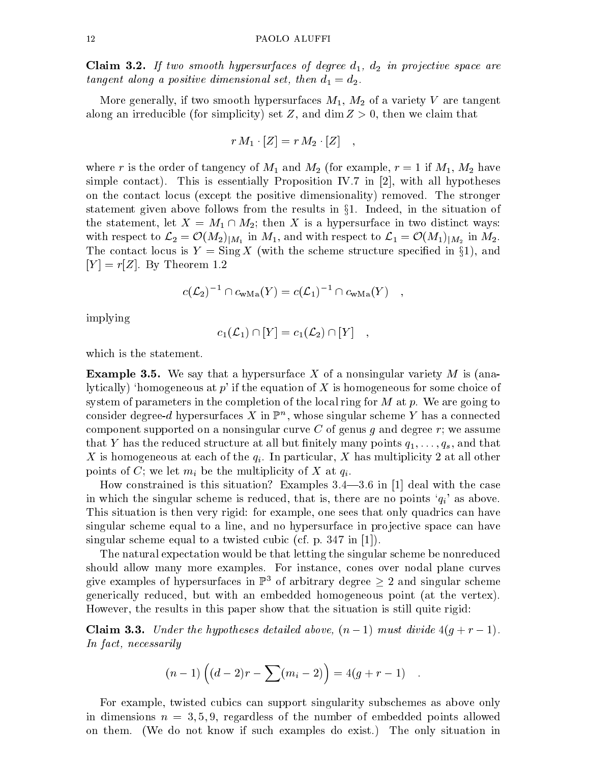**Claim 3.2.** *If two smooth hypersurfaces of degree $d_1$, $d_2$ in projective space are tangent along a positive dimensional set, then $d_1 = d_2$.*

More generally, if two smooth hypersurfaces $M_1$, $M_2$ of a variety $V$ are tangent along an irreducible (for simplicity) set $Z$, and $\dim Z > 0$, then we claim that

$$r\, M_1 \cdot [Z] = r\, M_2 \cdot [Z] \quad ,$$

where $r$ is the order of tangency of $M_1$ and $M_2$ (for example, $r = 1$ if $M_1$, $M_2$ have simple contact). This is essentially Proposition IV.7 in [2], with all hypotheses on the contact locus (except the positive dimensionality) removed. The stronger statement given above follows from the results in §1. Indeed, in the situation of the statement, let $X = M_1 \cap M_2$; then $X$ is a hypersurface in two distinct ways: with respect to $\mathcal{L}_2 = \mathcal{O}(M_2)_{|M_1}$ in $M_1$, and with respect to $\mathcal{L}_1 = \mathcal{O}(M_1)_{|M_2}$ in $M_2$. The contact locus is $Y = \operatorname{Sing} X$ (with the scheme structure specified in §1), and $[Y] = r[Z]$. By Theorem 1.2

$$c(\mathcal{L}_2)^{-1} \cap c_{\rm wMa}(Y) = c(\mathcal{L}_1)^{-1} \cap c_{\rm wMa}(Y) \quad ,$$

implying

$$c_1(\mathcal{L}_1) \cap [Y] = c_1(\mathcal{L}_2) \cap [Y] \quad ,$$

which is the statement.

**Example 3.5.** We say that a hypersurface $X$ of a nonsingular variety $M$ is (analytically) 'homogeneous at $p$' if the equation of $X$ is homogeneous for some choice of system of parameters in the completion of the local ring for $M$ at $p$. We are going to consider degree-$d$ hypersurfaces $X$ in $\mathbb{P}^n$, whose singular scheme $Y$ has a connected component supported on a nonsingular curve $C$ of genus $g$ and degree $r$; we assume that $Y$ has the reduced structure at all but finitely many points $q_1, \dots, q_s$, and that $X$ is homogeneous at each of the $q_i$. In particular, $X$ has multiplicity 2 at all other points of $C$; we let $m_i$ be the multiplicity of $X$ at $q_i$.

How constrained is this situation? Examples 3.4—3.6 in [1] deal with the case in which the singular scheme is reduced, that is, there are no points '$q_i$' as above. This situation is then very rigid: for example, one sees that only quadrics can have singular scheme equal to a line, and no hypersurface in projective space can have singular scheme equal to a twisted cubic (cf. p. 347 in [1]).

The natural expectation would be that letting the singular scheme be nonreduced should allow many more examples. For instance, cones over nodal plane curves give examples of hypersurfaces in $\mathbb{P}^3$ of arbitrary degree $\geq 2$ and singular scheme generically reduced, but with an embedded homogeneous point (at the vertex). However, the results in this paper show that the situation is still quite rigid:

**Claim 3.3.** *Under the hypotheses detailed above, $(n-1)$ must divide $4(g+r-1)$. In fact, necessarily*

$$(n-1)\left((d-2)r - \sum (m_i - 2)\right) = 4(g+r-1) \quad .$$

For example, twisted cubics can support singularity subschemes as above only in dimensions $n = 3, 5, 9$, regardless of the number of embedded points allowed on them. (We do not know if such examples do exist.) The only situation in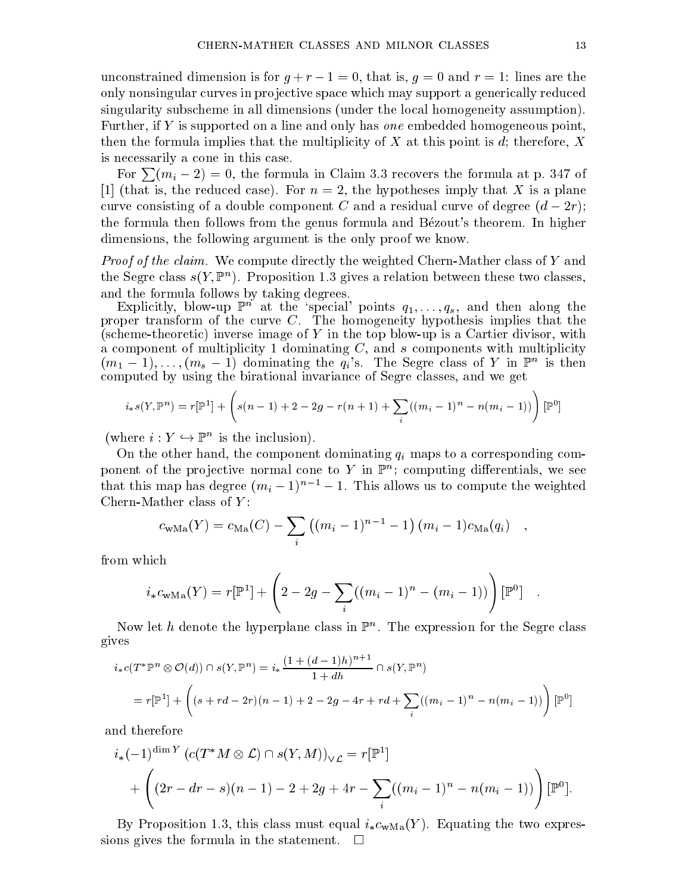unconstrained dimension is for $g + r - 1 = 0$, that is, $g = 0$ and $r = 1$: lines are the only nonsingular curves in projective space which may support a generically reduced singularity subscheme in all dimensions (under the local homogeneity assumption). Further, if $Y$ is supported on a line and only has *one* embedded homogeneous point, then the formula implies that the multiplicity of $X$ at this point is $d$; therefore, $X$ is necessarily a cone in this case.

For $\sum(m_i - 2) = 0$, the formula in Claim 3.3 recovers the formula at p. 347 of [1] (that is, the reduced case). For $n = 2$, the hypotheses imply that $X$ is a plane curve consisting of a double component $C$ and a residual curve of degree $(d - 2r)$; the formula then follows from the genus formula and Bézout's theorem. In higher dimensions, the following argument is the only proof we know.

*Proof of the claim.* We compute directly the weighted Chern-Mather class of $Y$ and the Segre class $s(Y, \mathbb{P}^n)$. Proposition 1.3 gives a relation between these two classes, and the formula follows by taking degrees.

Explicitly, blow-up $\mathbb{P}^n$ at the 'special' points $q_1, \dots, q_s$, and then along the proper transform of the curve $C$. The homogeneity hypothesis implies that the (scheme-theoretic) inverse image of $Y$ in the top blow-up is a Cartier divisor, with a component of multiplicity 1 dominating $C$, and $s$ components with multiplicity $(m_1 - 1), \dots, (m_s - 1)$ dominating the $q_i$'s. The Segre class of $Y$ in $\mathbb{P}^n$ is then computed by using the birational invariance of Segre classes, and we get

$$i_* s(Y, \mathbb{P}^n) = r[\mathbb{P}^1] + \left( s(n-1) + 2 - 2g - r(n+1) + \sum_i ((m_i - 1)^n - n(m_i - 1)) \right) [\mathbb{P}^0]$$

(where $i : Y \hookrightarrow \mathbb{P}^n$ is the inclusion).

On the other hand, the component dominating $q_i$ maps to a corresponding component of the projective normal cone to $Y$ in $\mathbb{P}^n$; computing differentials, we see that this map has degree $(m_i - 1)^{n-1} - 1$. This allows us to compute the weighted Chern-Mather class of $Y$:

$$c_{\mathrm{wMa}}(Y) = c_{\mathrm{Ma}}(C) - \sum_i \left( (m_i - 1)^{n-1} - 1 \right) (m_i - 1) c_{\mathrm{Ma}}(q_i) \quad ,$$

from which

$$i_* c_{\mathrm{wMa}}(Y) = r[\mathbb{P}^1] + \left( 2 - 2g - \sum_i ((m_i - 1)^n - (m_i - 1)) \right) [\mathbb{P}^0] \quad .$$

Now let $h$ denote the hyperplane class in $\mathbb{P}^n$. The expression for the Segre class gives

$$\begin{aligned} i_* c(T^*\mathbb{P}^n \otimes \mathcal{O}(d)) \cap s(Y, \mathbb{P}^n) &= i_* \frac{(1 + (d-1)h)^{n+1}}{1 + dh} \cap s(Y, \mathbb{P}^n) \\ &= r[\mathbb{P}^1] + \left( (s + rd - 2r)(n-1) + 2 - 2g - 4r + rd + \sum_i ((m_i - 1)^n - n(m_i - 1)) \right) [\mathbb{P}^0] \end{aligned}$$

and therefore

$$\begin{aligned} i_*(-1)^{\dim Y} \left( c(T^*M \otimes \mathcal{L}) \cap s(Y, M) \right)_{\vee \mathcal{L}} &= r[\mathbb{P}^1] \\ &+ \left( (2r - dr - s)(n-1) - 2 + 2g + 4r - \sum_i ((m_i - 1)^n - n(m_i - 1)) \right) [\mathbb{P}^0]. \end{aligned}$$

By Proposition 1.3, this class must equal $i_* c_{\mathrm{wMa}}(Y)$. Equating the two expressions gives the formula in the statement. $\square$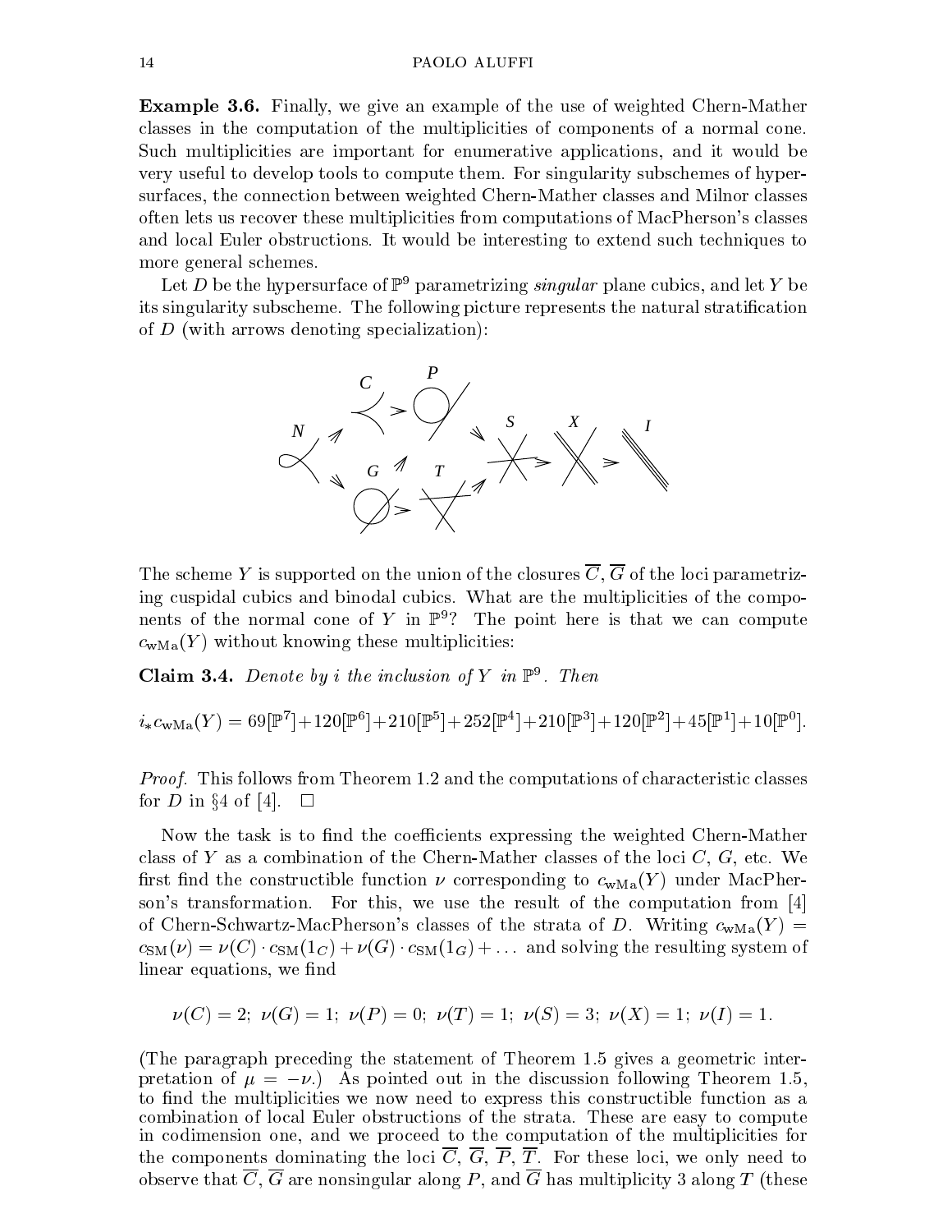**Example 3.6.** Finally, we give an example of the use of weighted Chern-Mather classes in the computation of the multiplicities of components of a normal cone. Such multiplicities are important for enumerative applications, and it would be very useful to develop tools to compute them. For singularity subschemes of hypersurfaces, the connection between weighted Chern-Mather classes and Milnor classes often lets us recover these multiplicities from computations of MacPherson's classes and local Euler obstructions. It would be interesting to extend such techniques to more general schemes.

Let $D$ be the hypersurface of $\mathbb{P}^9$ parametrizing *singular* plane cubics, and let $Y$ be its singularity subscheme. The following picture represents the natural stratification of $D$ (with arrows denoting specialization):

The scheme $Y$ is supported on the union of the closures $\overline{C}$, $\overline{G}$ of the loci parametrizing cuspidal cubics and binodal cubics. What are the multiplicities of the components of the normal cone of $Y$ in $\mathbb{P}^9$? The point here is that we can compute $c_{\mathrm{wMa}}(Y)$ without knowing these multiplicities:

**Claim 3.4.** *Denote by $i$ the inclusion of $Y$ in $\mathbb{P}^9$. Then*

$$i_* c_{\mathrm{wMa}}(Y) = 69[\mathbb{P}^7]+120[\mathbb{P}^6]+210[\mathbb{P}^5]+252[\mathbb{P}^4]+210[\mathbb{P}^3]+120[\mathbb{P}^2]+45[\mathbb{P}^1]+10[\mathbb{P}^0].$$

*Proof.* This follows from Theorem 1.2 and the computations of characteristic classes for $D$ in §4 of [4]. □

Now the task is to find the coefficients expressing the weighted Chern-Mather class of $Y$ as a combination of the Chern-Mather classes of the loci $C$, $G$, etc. We first find the constructible function $\nu$ corresponding to $c_{\mathrm{wMa}}(Y)$ under MacPherson's transformation. For this, we use the result of the computation from [4] of Chern-Schwartz-MacPherson's classes of the strata of $D$. Writing $c_{\mathrm{wMa}}(Y) = c_{\mathrm{SM}}(\nu) = \nu(C)\cdot c_{\mathrm{SM}}(1_C) + \nu(G)\cdot c_{\mathrm{SM}}(1_G) + \ldots$ and solving the resulting system of linear equations, we find

$$\nu(C) = 2;\ \nu(G) = 1;\ \nu(P) = 0;\ \nu(T) = 1;\ \nu(S) = 3;\ \nu(X) = 1;\ \nu(I) = 1.$$

(The paragraph preceding the statement of Theorem 1.5 gives a geometric interpretation of $\mu = -\nu$.) As pointed out in the discussion following Theorem 1.5, to find the multiplicities we now need to express this constructible function as a combination of local Euler obstructions of the strata. These are easy to compute in codimension one, and we proceed to the computation of the multiplicities for the components dominating the loci $\overline{C}$, $\overline{G}$, $\overline{P}$, $\overline{T}$. For these loci, we only need to observe that $\overline{C}$, $\overline{G}$ are nonsingular along $P$, and $\overline{G}$ has multiplicity 3 along $T$ (these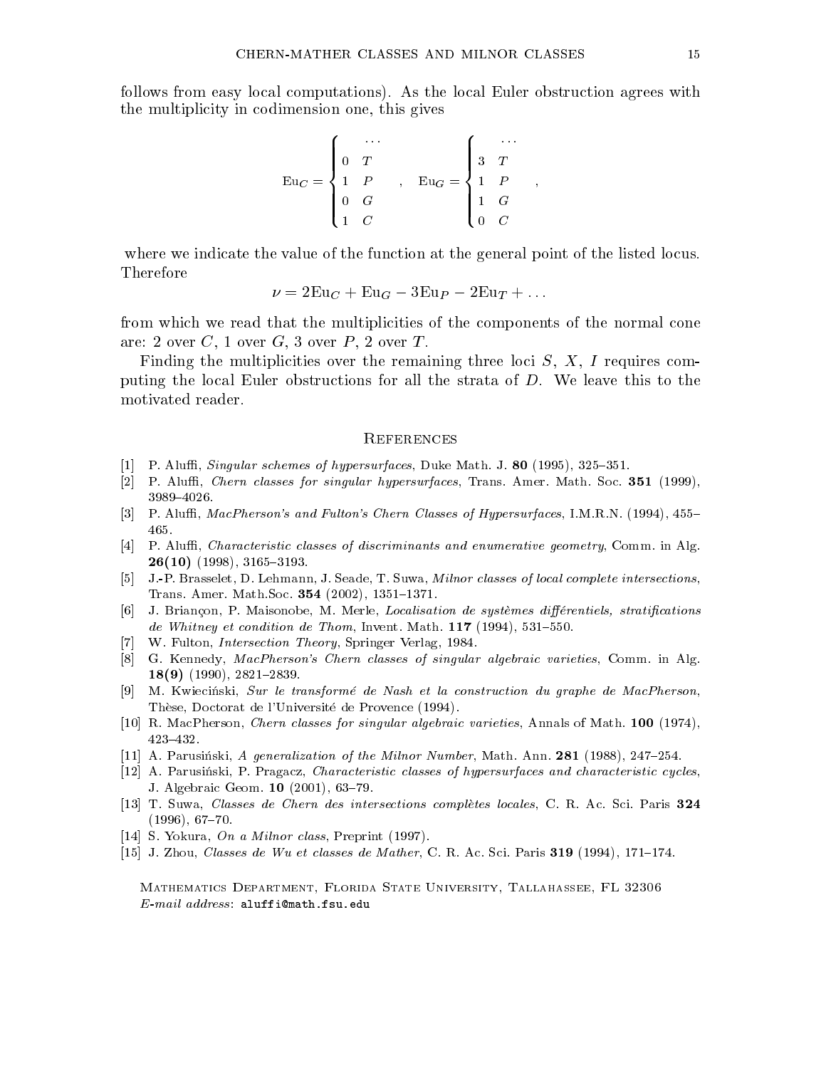follows from easy local computations). As the local Euler obstruction agrees with the multiplicity in codimension one, this gives

$$\mathrm{Eu}_C = \begin{cases} & \dots \\ 0 & T \\ 1 & P \\ 0 & G \\ 1 & C \end{cases} \quad , \quad \mathrm{Eu}_G = \begin{cases} & \dots \\ 3 & T \\ 1 & P \\ 1 & G \\ 0 & C \end{cases} \quad ,$$

where we indicate the value of the function at the general point of the listed locus. Therefore

$$\nu = 2\mathrm{Eu}_C + \mathrm{Eu}_G - 3\mathrm{Eu}_P - 2\mathrm{Eu}_T + \dots$$

from which we read that the multiplicities of the components of the normal cone are: 2 over $C$, 1 over $G$, 3 over $P$, 2 over $T$.

Finding the multiplicities over the remaining three loci $S$, $X$, $I$ requires computing the local Euler obstructions for all the strata of $D$. We leave this to the motivated reader.

## References

[1] P. Aluffi, *Singular schemes of hypersurfaces*, Duke Math. J. **80** (1995), 325–351.

[2] P. Aluffi, *Chern classes for singular hypersurfaces*, Trans. Amer. Math. Soc. **351** (1999), 3989–4026.

[3] P. Aluffi, *MacPherson's and Fulton's Chern Classes of Hypersurfaces*, I.M.R.N. (1994), 455–465.

[4] P. Aluffi, *Characteristic classes of discriminants and enumerative geometry*, Comm. in Alg. **26(10)** (1998), 3165–3193.

[5] J.-P. Brasselet, D. Lehmann, J. Seade, T. Suwa, *Milnor classes of local complete intersections*, Trans. Amer. Math.Soc. **354** (2002), 1351–1371.

[6] J. Briançon, P. Maisonobe, M. Merle, *Localisation de systèmes différentiels, stratifications de Whitney et condition de Thom*, Invent. Math. **117** (1994), 531–550.

[7] W. Fulton, *Intersection Theory*, Springer Verlag, 1984.

[8] G. Kennedy, *MacPherson's Chern classes of singular algebraic varieties*, Comm. in Alg. **18(9)** (1990), 2821–2839.

[9] M. Kwieciński, *Sur le transformé de Nash et la construction du graphe de MacPherson*, Thèse, Doctorat de l'Université de Provence (1994).

[10] R. MacPherson, *Chern classes for singular algebraic varieties*, Annals of Math. **100** (1974), 423–432.

[11] A. Parusiński, *A generalization of the Milnor Number*, Math. Ann. **281** (1988), 247–254.

[12] A. Parusiński, P. Pragacz, *Characteristic classes of hypersurfaces and characteristic cycles*, J. Algebraic Geom. **10** (2001), 63–79.

[13] T. Suwa, *Classes de Chern des intersections complètes locales*, C. R. Ac. Sci. Paris **324** (1996), 67–70.

[14] S. Yokura, *On a Milnor class*, Preprint (1997).

[15] J. Zhou, *Classes de Wu et classes de Mather*, C. R. Ac. Sci. Paris **319** (1994), 171–174.

Mathematics Department, Florida State University, Tallahassee, FL 32306
*E-mail address*: aluffi@math.fsu.edu